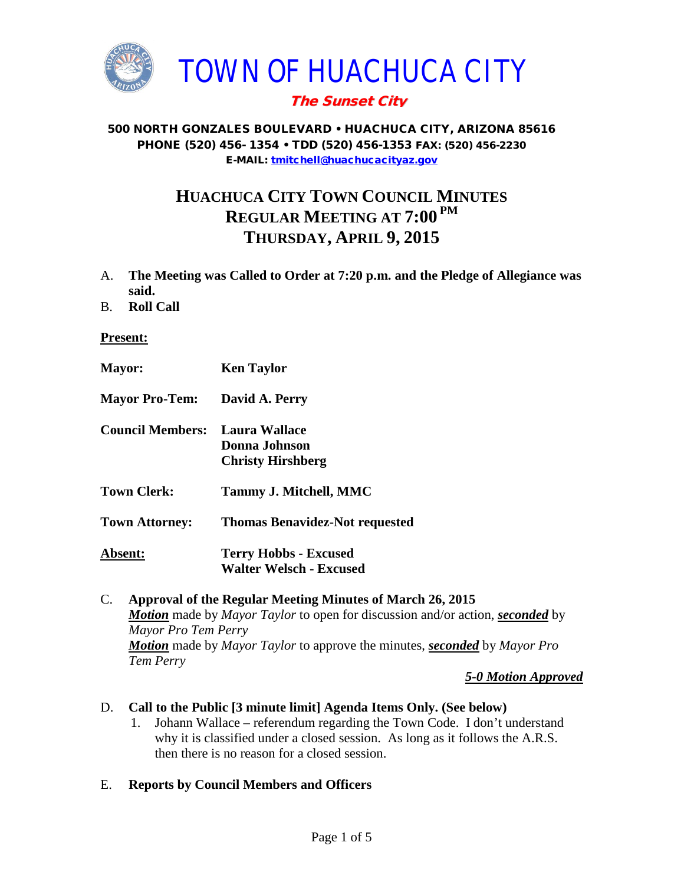# TOWN OF HUACHUCA CITY

***The Sunset City***

**500 NORTH GONZALES BOULEVARD • HUACHUCA CITY, ARIZONA 85616**
**PHONE (520) 456- 1354 • TDD (520) 456-1353 FAX: (520) 456-2230**
**E-MAIL: tmitchell@huachucacityaz.gov**

## HUACHUCA CITY TOWN COUNCIL MINUTES
## REGULAR MEETING AT 7:00 PM
## THURSDAY, APRIL 9, 2015

A. **The Meeting was Called to Order at 7:20 p.m. and the Pledge of Allegiance was said.**

B. **Roll Call**

**Present:**

**Mayor:** **Ken Taylor**

**Mayor Pro-Tem:** **David A. Perry**

**Council Members:** **Laura Wallace**
**Donna Johnson**
**Christy Hirshberg**

**Town Clerk:** **Tammy J. Mitchell, MMC**

**Town Attorney:** **Thomas Benavidez-Not requested**

**Absent:** **Terry Hobbs - Excused**
**Walter Welsch - Excused**

C. **Approval of the Regular Meeting Minutes of March 26, 2015**
***Motion*** made by *Mayor Taylor* to open for discussion and/or action, ***seconded*** by *Mayor Pro Tem Perry*
***Motion*** made by *Mayor Taylor* to approve the minutes, ***seconded*** by *Mayor Pro Tem Perry*

***5-0 Motion Approved***

D. **Call to the Public [3 minute limit] Agenda Items Only. (See below)**
1. Johann Wallace – referendum regarding the Town Code. I don't understand why it is classified under a closed session. As long as it follows the A.R.S. then there is no reason for a closed session.

E. **Reports by Council Members and Officers**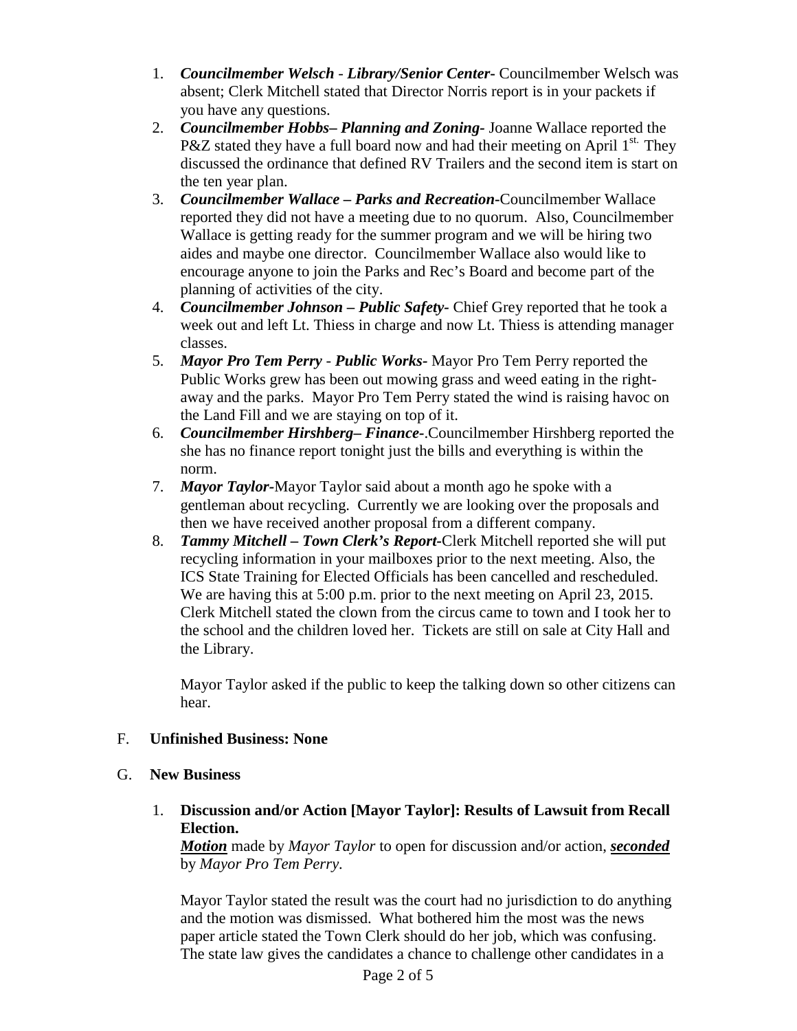1. ***Councilmember Welsch - Library/Senior Center-*** Councilmember Welsch was absent; Clerk Mitchell stated that Director Norris report is in your packets if you have any questions.
2. ***Councilmember Hobbs– Planning and Zoning-*** Joanne Wallace reported the P&Z stated they have a full board now and had their meeting on April 1st. They discussed the ordinance that defined RV Trailers and the second item is start on the ten year plan.
3. ***Councilmember Wallace – Parks and Recreation-***Councilmember Wallace reported they did not have a meeting due to no quorum. Also, Councilmember Wallace is getting ready for the summer program and we will be hiring two aides and maybe one director. Councilmember Wallace also would like to encourage anyone to join the Parks and Rec's Board and become part of the planning of activities of the city.
4. ***Councilmember Johnson – Public Safety-*** Chief Grey reported that he took a week out and left Lt. Thiess in charge and now Lt. Thiess is attending manager classes.
5. ***Mayor Pro Tem Perry - Public Works-*** Mayor Pro Tem Perry reported the Public Works grew has been out mowing grass and weed eating in the right-away and the parks. Mayor Pro Tem Perry stated the wind is raising havoc on the Land Fill and we are staying on top of it.
6. ***Councilmember Hirshberg– Finance-***.Councilmember Hirshberg reported the she has no finance report tonight just the bills and everything is within the norm.
7. ***Mayor Taylor-***Mayor Taylor said about a month ago he spoke with a gentleman about recycling. Currently we are looking over the proposals and then we have received another proposal from a different company.
8. ***Tammy Mitchell – Town Clerk's Report-***Clerk Mitchell reported she will put recycling information in your mailboxes prior to the next meeting. Also, the ICS State Training for Elected Officials has been cancelled and rescheduled. We are having this at 5:00 p.m. prior to the next meeting on April 23, 2015. Clerk Mitchell stated the clown from the circus came to town and I took her to the school and the children loved her. Tickets are still on sale at City Hall and the Library.

   Mayor Taylor asked if the public to keep the talking down so other citizens can hear.

F. **Unfinished Business: None**

G. **New Business**

1. **Discussion and/or Action [Mayor Taylor]: Results of Lawsuit from Recall Election.**
   ***Motion*** made by *Mayor Taylor* to open for discussion and/or action, ***seconded*** by *Mayor Pro Tem Perry*.

   Mayor Taylor stated the result was the court had no jurisdiction to do anything and the motion was dismissed. What bothered him the most was the news paper article stated the Town Clerk should do her job, which was confusing. The state law gives the candidates a chance to challenge other candidates in a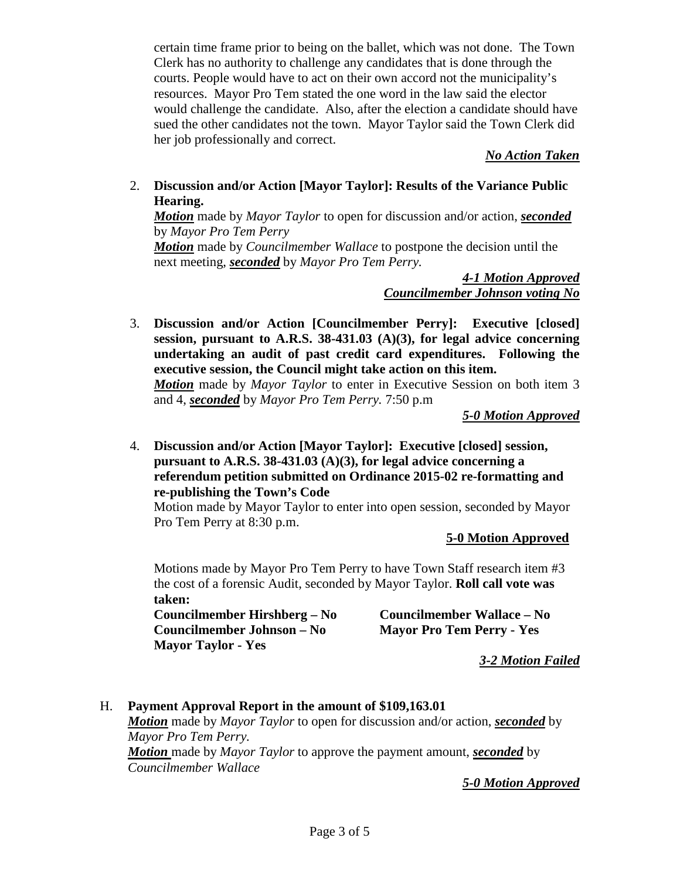certain time frame prior to being on the ballet, which was not done. The Town Clerk has no authority to challenge any candidates that is done through the courts. People would have to act on their own accord not the municipality's resources. Mayor Pro Tem stated the one word in the law said the elector would challenge the candidate. Also, after the election a candidate should have sued the other candidates not the town. Mayor Taylor said the Town Clerk did her job professionally and correct.

***No Action Taken***

2. **Discussion and/or Action [Mayor Taylor]: Results of the Variance Public Hearing.**
   ***Motion*** made by *Mayor Taylor* to open for discussion and/or action, ***seconded*** by *Mayor Pro Tem Perry*
   ***Motion*** made by *Councilmember Wallace* to postpone the decision until the next meeting, ***seconded*** by *Mayor Pro Tem Perry.*

   ***4-1 Motion Approved***
   ***Councilmember Johnson voting No***

3. **Discussion and/or Action [Councilmember Perry]: Executive [closed] session, pursuant to A.R.S. 38-431.03 (A)(3), for legal advice concerning undertaking an audit of past credit card expenditures. Following the executive session, the Council might take action on this item.**
   ***Motion*** made by *Mayor Taylor* to enter in Executive Session on both item 3 and 4, ***seconded*** by *Mayor Pro Tem Perry.* 7:50 p.m

   ***5-0 Motion Approved***

4. **Discussion and/or Action [Mayor Taylor]: Executive [closed] session, pursuant to A.R.S. 38-431.03 (A)(3), for legal advice concerning a referendum petition submitted on Ordinance 2015-02 re-formatting and re-publishing the Town's Code**
   Motion made by Mayor Taylor to enter into open session, seconded by Mayor Pro Tem Perry at 8:30 p.m.

   **5-0 Motion Approved**

   Motions made by Mayor Pro Tem Perry to have Town Staff research item #3 the cost of a forensic Audit, seconded by Mayor Taylor. **Roll call vote was taken:**

   **Councilmember Hirshberg – No** **Councilmember Wallace – No**
   **Councilmember Johnson – No** **Mayor Pro Tem Perry - Yes**
   **Mayor Taylor - Yes**

   ***3-2 Motion Failed***

H. **Payment Approval Report in the amount of $109,163.01**
   ***Motion*** made by *Mayor Taylor* to open for discussion and/or action, ***seconded*** by *Mayor Pro Tem Perry.*
   ***Motion*** made by *Mayor Taylor* to approve the payment amount, ***seconded*** by *Councilmember Wallace*

   ***5-0 Motion Approved***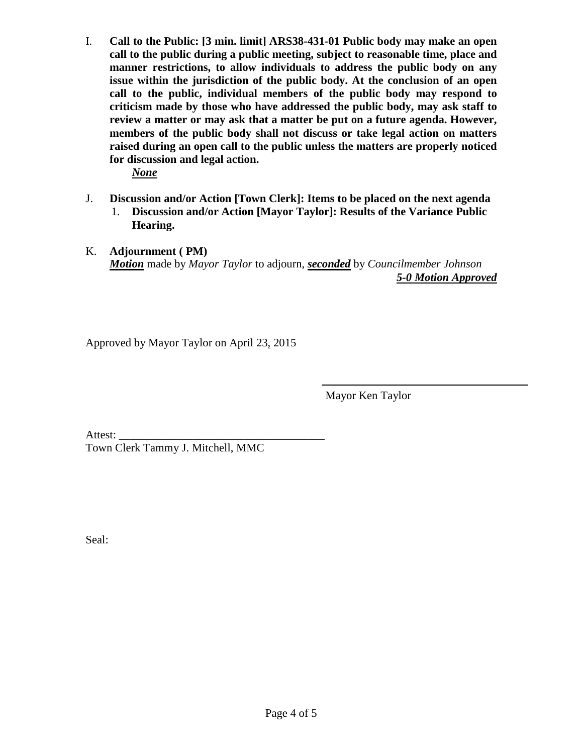I. **Call to the Public: [3 min. limit] ARS38-431-01 Public body may make an open call to the public during a public meeting, subject to reasonable time, place and manner restrictions, to allow individuals to address the public body on any issue within the jurisdiction of the public body. At the conclusion of an open call to the public, individual members of the public body may respond to criticism made by those who have addressed the public body, may ask staff to review a matter or may ask that a matter be put on a future agenda. However, members of the public body shall not discuss or take legal action on matters raised during an open call to the public unless the matters are properly noticed for discussion and legal action.**

   ***None***

J. **Discussion and/or Action [Town Clerk]: Items to be placed on the next agenda**
   1. **Discussion and/or Action [Mayor Taylor]: Results of the Variance Public Hearing.**

K. **Adjournment ( PM)**
   ***Motion*** made by *Mayor Taylor* to adjourn, ***seconded*** by *Councilmember Johnson*
   ***5-0 Motion Approved***

Approved by Mayor Taylor on April 23, 2015

\_\_\_\_\_\_\_\_\_\_\_\_\_\_\_\_\_\_\_\_\_\_\_\_\_\_\_\_\_\_\_\_\_\_\_\_
Mayor Ken Taylor

Attest: \_\_\_\_\_\_\_\_\_\_\_\_\_\_\_\_\_\_\_\_\_\_\_\_\_\_\_\_\_\_\_\_\_\_\_\_
Town Clerk Tammy J. Mitchell, MMC

Seal: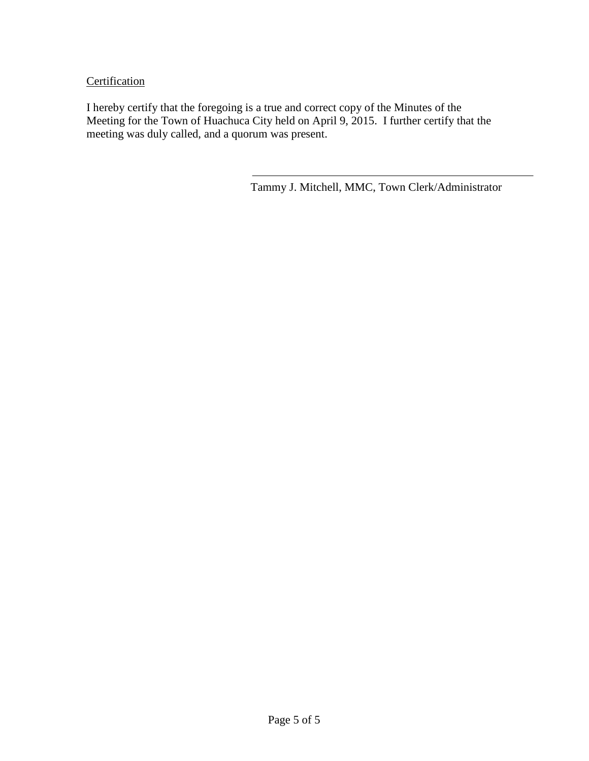Certification

I hereby certify that the foregoing is a true and correct copy of the Minutes of the Meeting for the Town of Huachuca City held on April 9, 2015. I further certify that the meeting was duly called, and a quorum was present.

\_\_\_\_\_\_\_\_\_\_\_\_\_\_\_\_\_\_\_\_\_\_\_\_\_\_\_\_\_\_\_\_\_\_\_\_\_\_\_\_\_\_\_\_

Tammy J. Mitchell, MMC, Town Clerk/Administrator